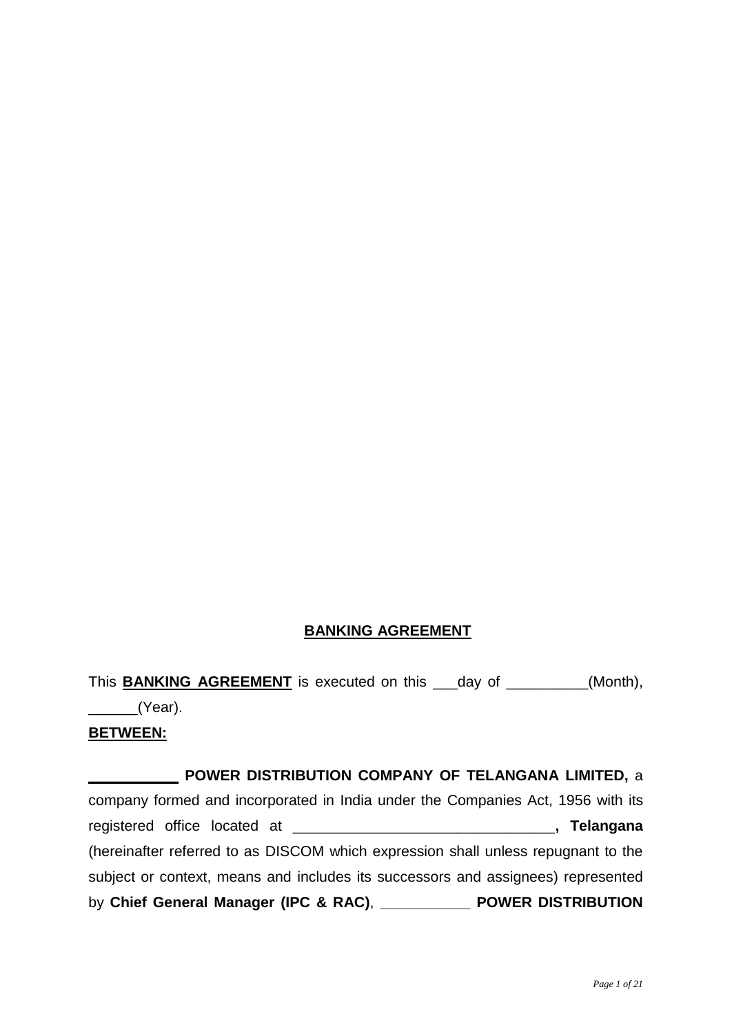# BANKING AGREEMENT

This **BANKING AGREEMENT** is executed on this ___day of __________(Month), ______(Year).

**BETWEEN:**

**___________ POWER DISTRIBUTION COMPANY OF TELANGANA LIMITED,** a company formed and incorporated in India under the Companies Act, 1956 with its registered office located at ________________________________**, Telangana** (hereinafter referred to as DISCOM which expression shall unless repugnant to the subject or context, means and includes its successors and assignees) represented by **Chief General Manager (IPC & RAC)**, **___________ POWER DISTRIBUTION**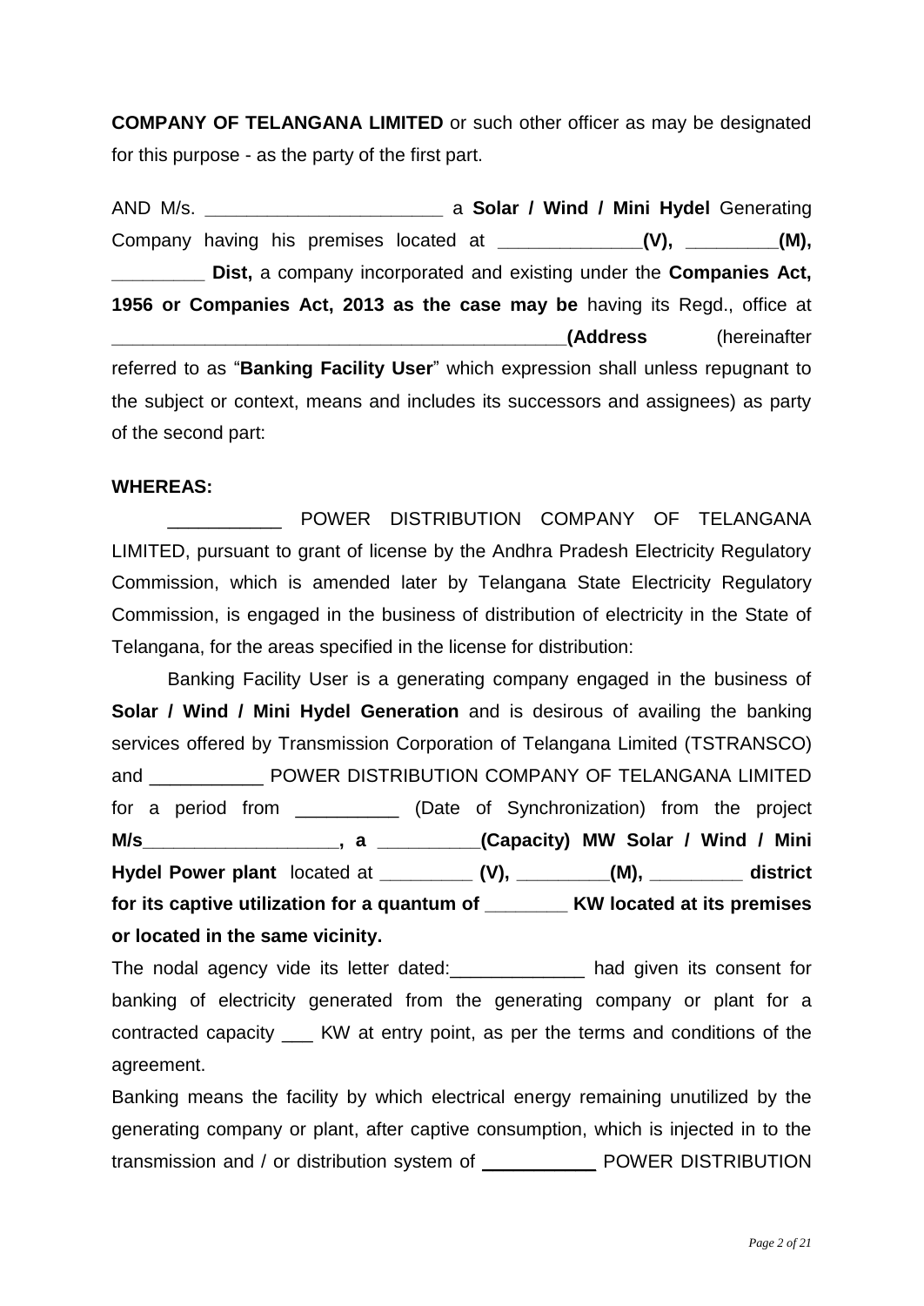**COMPANY OF TELANGANA LIMITED** or such other officer as may be designated for this purpose - as the party of the first part.

AND M/s. ______________________ a **Solar / Wind / Mini Hydel** Generating Company having his premises located at _____________**(V), ________(M), ________ Dist,** a company incorporated and existing under the **Companies Act, 1956 or Companies Act, 2013 as the case may be** having its Regd., office at ____________________________________________**(Address** (hereinafter referred to as "**Banking Facility User**" which expression shall unless repugnant to the subject or context, means and includes its successors and assignees) as party of the second part:

**WHEREAS:**

__________ POWER DISTRIBUTION COMPANY OF TELANGANA LIMITED, pursuant to grant of license by the Andhra Pradesh Electricity Regulatory Commission, which is amended later by Telangana State Electricity Regulatory Commission, is engaged in the business of distribution of electricity in the State of Telangana, for the areas specified in the license for distribution:

Banking Facility User is a generating company engaged in the business of **Solar / Wind / Mini Hydel Generation** and is desirous of availing the banking services offered by Transmission Corporation of Telangana Limited (TSTRANSCO) and __________ POWER DISTRIBUTION COMPANY OF TELANGANA LIMITED for a period from _________ (Date of Synchronization) from the project **M/s__________________, a _________(Capacity) MW Solar / Wind / Mini Hydel Power plant** located at ________ **(V), ________(M), ________ district for its captive utilization for a quantum of _______ KW located at its premises or located in the same vicinity.**

The nodal agency vide its letter dated:____________ had given its consent for banking of electricity generated from the generating company or plant for a contracted capacity ___ KW at entry point, as per the terms and conditions of the agreement.

Banking means the facility by which electrical energy remaining unutilized by the generating company or plant, after captive consumption, which is injected in to the transmission and / or distribution system of __________ POWER DISTRIBUTION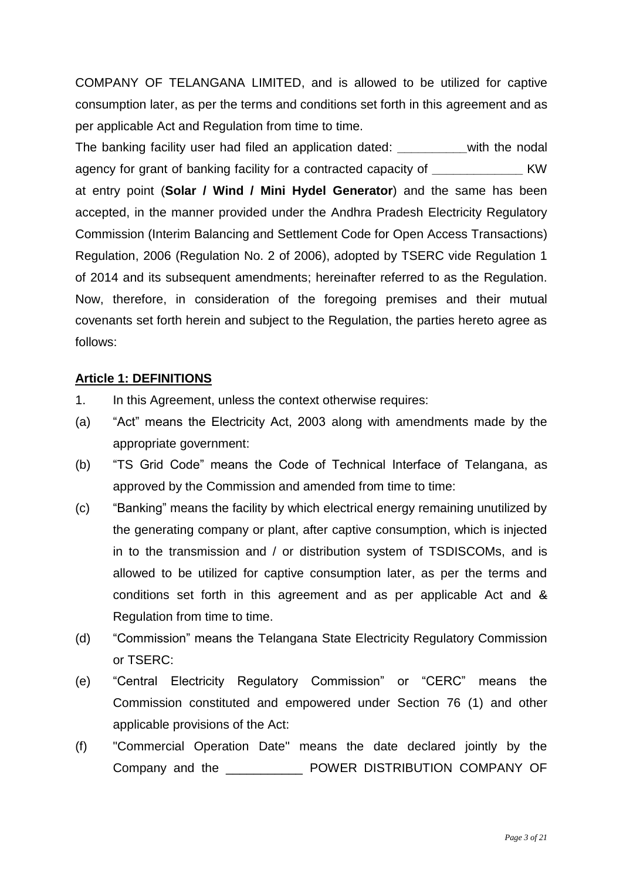COMPANY OF TELANGANA LIMITED, and is allowed to be utilized for captive consumption later, as per the terms and conditions set forth in this agreement and as per applicable Act and Regulation from time to time.

The banking facility user had filed an application dated: __________with the nodal agency for grant of banking facility for a contracted capacity of _____________ KW at entry point (**Solar / Wind / Mini Hydel Generator**) and the same has been accepted, in the manner provided under the Andhra Pradesh Electricity Regulatory Commission (Interim Balancing and Settlement Code for Open Access Transactions) Regulation, 2006 (Regulation No. 2 of 2006), adopted by TSERC vide Regulation 1 of 2014 and its subsequent amendments; hereinafter referred to as the Regulation.

Now, therefore, in consideration of the foregoing premises and their mutual covenants set forth herein and subject to the Regulation, the parties hereto agree as follows:

**Article 1: DEFINITIONS**

1. In this Agreement, unless the context otherwise requires:

(a) "Act" means the Electricity Act, 2003 along with amendments made by the appropriate government:

(b) "TS Grid Code" means the Code of Technical Interface of Telangana, as approved by the Commission and amended from time to time:

(c) "Banking" means the facility by which electrical energy remaining unutilized by the generating company or plant, after captive consumption, which is injected in to the transmission and / or distribution system of TSDISCOMs, and is allowed to be utilized for captive consumption later, as per the terms and conditions set forth in this agreement and as per applicable Act and & Regulation from time to time.

(d) "Commission" means the Telangana State Electricity Regulatory Commission or TSERC:

(e) "Central Electricity Regulatory Commission" or "CERC" means the Commission constituted and empowered under Section 76 (1) and other applicable provisions of the Act:

(f) "Commercial Operation Date" means the date declared jointly by the Company and the ___________ POWER DISTRIBUTION COMPANY OF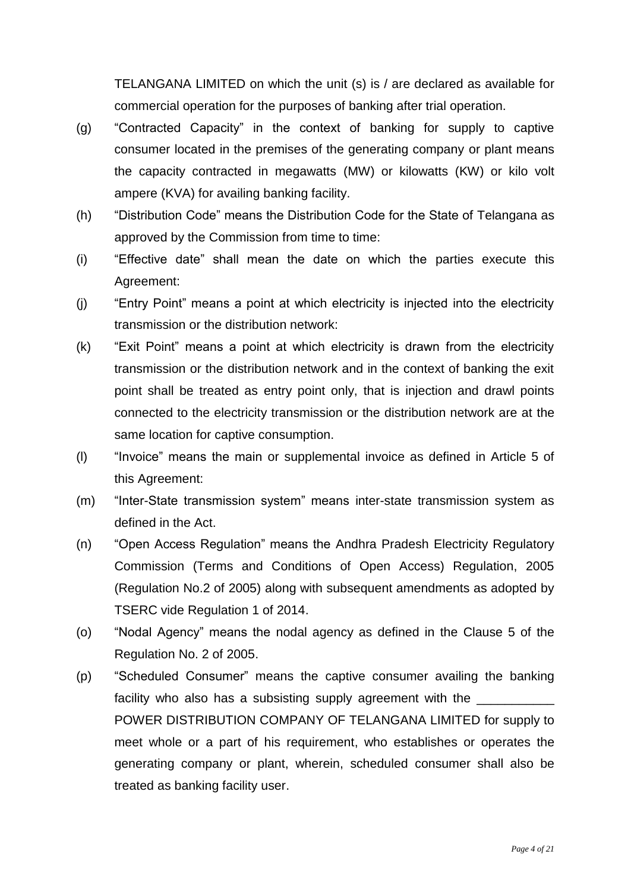TELANGANA LIMITED on which the unit (s) is / are declared as available for commercial operation for the purposes of banking after trial operation.

(g) "Contracted Capacity" in the context of banking for supply to captive consumer located in the premises of the generating company or plant means the capacity contracted in megawatts (MW) or kilowatts (KW) or kilo volt ampere (KVA) for availing banking facility.

(h) "Distribution Code" means the Distribution Code for the State of Telangana as approved by the Commission from time to time:

(i) "Effective date" shall mean the date on which the parties execute this Agreement:

(j) "Entry Point" means a point at which electricity is injected into the electricity transmission or the distribution network:

(k) "Exit Point" means a point at which electricity is drawn from the electricity transmission or the distribution network and in the context of banking the exit point shall be treated as entry point only, that is injection and drawl points connected to the electricity transmission or the distribution network are at the same location for captive consumption.

(l) "Invoice" means the main or supplemental invoice as defined in Article 5 of this Agreement:

(m) "Inter-State transmission system" means inter-state transmission system as defined in the Act.

(n) "Open Access Regulation" means the Andhra Pradesh Electricity Regulatory Commission (Terms and Conditions of Open Access) Regulation, 2005 (Regulation No.2 of 2005) along with subsequent amendments as adopted by TSERC vide Regulation 1 of 2014.

(o) "Nodal Agency" means the nodal agency as defined in the Clause 5 of the Regulation No. 2 of 2005.

(p) "Scheduled Consumer" means the captive consumer availing the banking facility who also has a subsisting supply agreement with the ___________ POWER DISTRIBUTION COMPANY OF TELANGANA LIMITED for supply to meet whole or a part of his requirement, who establishes or operates the generating company or plant, wherein, scheduled consumer shall also be treated as banking facility user.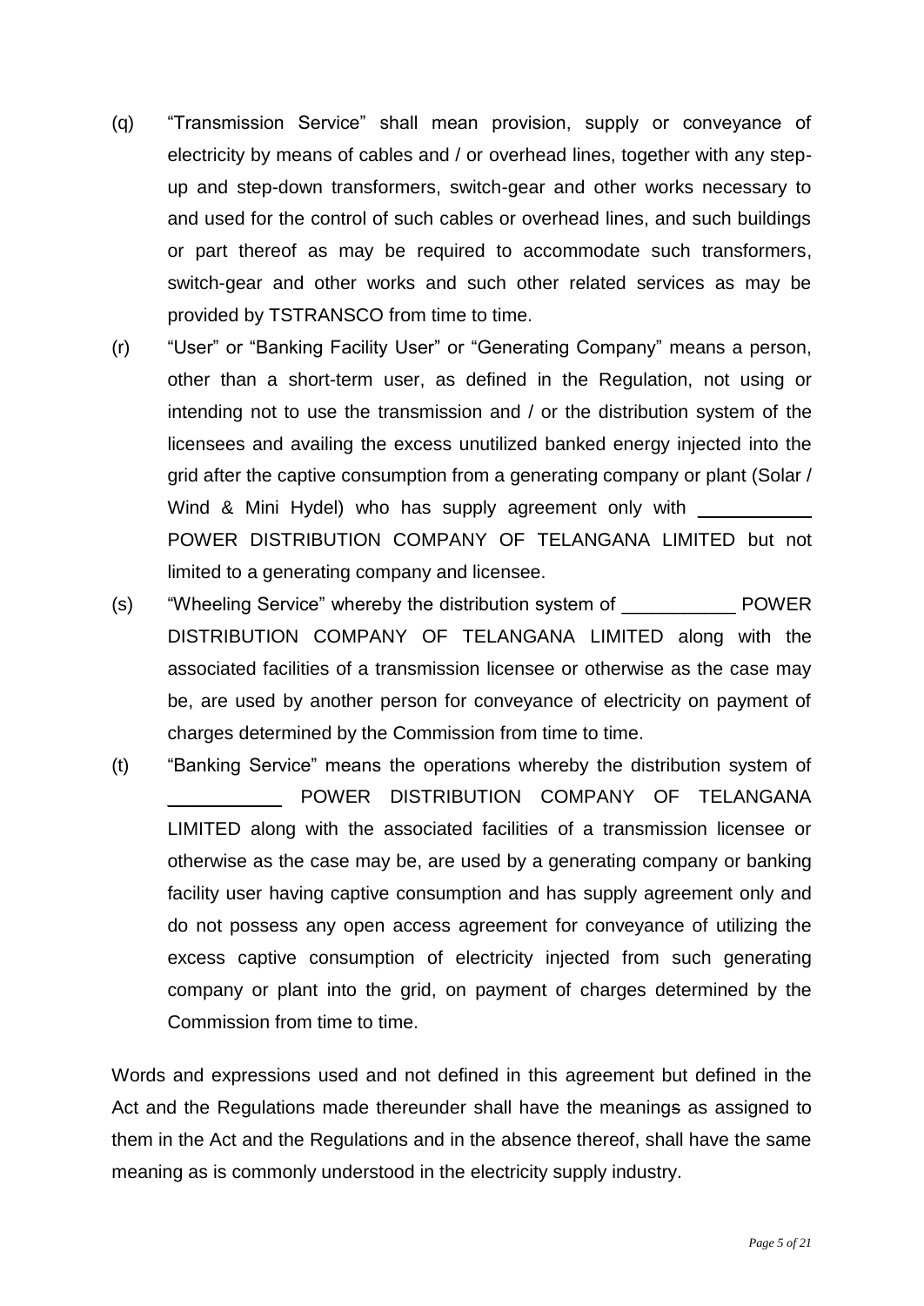(q) "Transmission Service" shall mean provision, supply or conveyance of electricity by means of cables and / or overhead lines, together with any step-up and step-down transformers, switch-gear and other works necessary to and used for the control of such cables or overhead lines, and such buildings or part thereof as may be required to accommodate such transformers, switch-gear and other works and such other related services as may be provided by TSTRANSCO from time to time.

(r) "User" or "Banking Facility User" or "Generating Company" means a person, other than a short-term user, as defined in the Regulation, not using or intending not to use the transmission and / or the distribution system of the licensees and availing the excess unutilized banked energy injected into the grid after the captive consumption from a generating company or plant (Solar / Wind & Mini Hydel) who has supply agreement only with ___________ POWER DISTRIBUTION COMPANY OF TELANGANA LIMITED but not limited to a generating company and licensee.

(s) "Wheeling Service" whereby the distribution system of ___________ POWER DISTRIBUTION COMPANY OF TELANGANA LIMITED along with the associated facilities of a transmission licensee or otherwise as the case may be, are used by another person for conveyance of electricity on payment of charges determined by the Commission from time to time.

(t) "Banking Service" means the operations whereby the distribution system of ___________ POWER DISTRIBUTION COMPANY OF TELANGANA LIMITED along with the associated facilities of a transmission licensee or otherwise as the case may be, are used by a generating company or banking facility user having captive consumption and has supply agreement only and do not possess any open access agreement for conveyance of utilizing the excess captive consumption of electricity injected from such generating company or plant into the grid, on payment of charges determined by the Commission from time to time.

Words and expressions used and not defined in this agreement but defined in the Act and the Regulations made thereunder shall have the meanings as assigned to them in the Act and the Regulations and in the absence thereof, shall have the same meaning as is commonly understood in the electricity supply industry.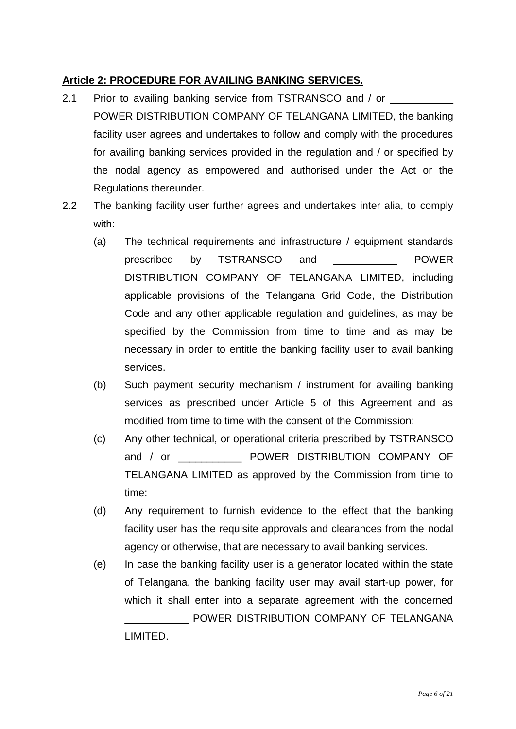**Article 2: PROCEDURE FOR AVAILING BANKING SERVICES.**

2.1 Prior to availing banking service from TSTRANSCO and / or ___________ POWER DISTRIBUTION COMPANY OF TELANGANA LIMITED, the banking facility user agrees and undertakes to follow and comply with the procedures for availing banking services provided in the regulation and / or specified by the nodal agency as empowered and authorised under the Act or the Regulations thereunder.

2.2 The banking facility user further agrees and undertakes inter alia, to comply with:

(a) The technical requirements and infrastructure / equipment standards prescribed by TSTRANSCO and ___________ POWER DISTRIBUTION COMPANY OF TELANGANA LIMITED, including applicable provisions of the Telangana Grid Code, the Distribution Code and any other applicable regulation and guidelines, as may be specified by the Commission from time to time and as may be necessary in order to entitle the banking facility user to avail banking services.

(b) Such payment security mechanism / instrument for availing banking services as prescribed under Article 5 of this Agreement and as modified from time to time with the consent of the Commission:

(c) Any other technical, or operational criteria prescribed by TSTRANSCO and / or ___________ POWER DISTRIBUTION COMPANY OF TELANGANA LIMITED as approved by the Commission from time to time:

(d) Any requirement to furnish evidence to the effect that the banking facility user has the requisite approvals and clearances from the nodal agency or otherwise, that are necessary to avail banking services.

(e) In case the banking facility user is a generator located within the state of Telangana, the banking facility user may avail start-up power, for which it shall enter into a separate agreement with the concerned ___________ POWER DISTRIBUTION COMPANY OF TELANGANA LIMITED.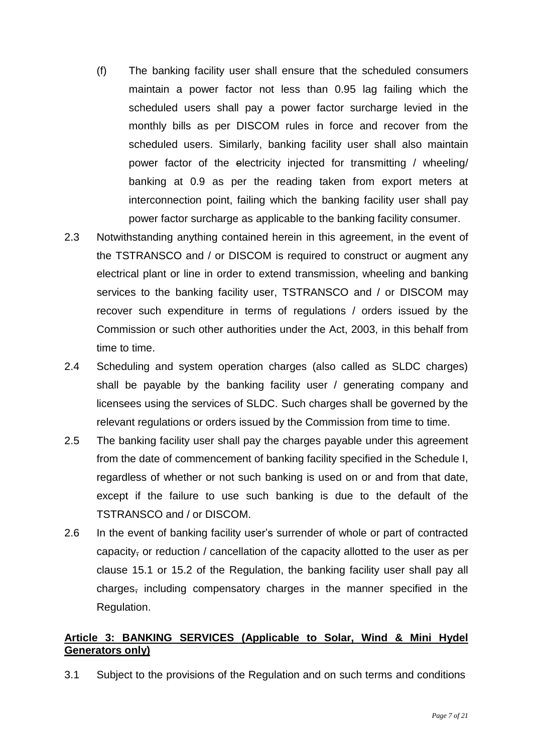(f) The banking facility user shall ensure that the scheduled consumers maintain a power factor not less than 0.95 lag failing which the scheduled users shall pay a power factor surcharge levied in the monthly bills as per DISCOM rules in force and recover from the scheduled users. Similarly, banking facility user shall also maintain power factor of the electricity injected for transmitting / wheeling/ banking at 0.9 as per the reading taken from export meters at interconnection point, failing which the banking facility user shall pay power factor surcharge as applicable to the banking facility consumer.

2.3 Notwithstanding anything contained herein in this agreement, in the event of the TSTRANSCO and / or DISCOM is required to construct or augment any electrical plant or line in order to extend transmission, wheeling and banking services to the banking facility user, TSTRANSCO and / or DISCOM may recover such expenditure in terms of regulations / orders issued by the Commission or such other authorities under the Act, 2003, in this behalf from time to time.

2.4 Scheduling and system operation charges (also called as SLDC charges) shall be payable by the banking facility user / generating company and licensees using the services of SLDC. Such charges shall be governed by the relevant regulations or orders issued by the Commission from time to time.

2.5 The banking facility user shall pay the charges payable under this agreement from the date of commencement of banking facility specified in the Schedule I, regardless of whether or not such banking is used on or and from that date, except if the failure to use such banking is due to the default of the TSTRANSCO and / or DISCOM.

2.6 In the event of banking facility user's surrender of whole or part of contracted capacity, or reduction / cancellation of the capacity allotted to the user as per clause 15.1 or 15.2 of the Regulation, the banking facility user shall pay all charges, including compensatory charges in the manner specified in the Regulation.

**Article 3: BANKING SERVICES (Applicable to Solar, Wind & Mini Hydel Generators only)**

3.1 Subject to the provisions of the Regulation and on such terms and conditions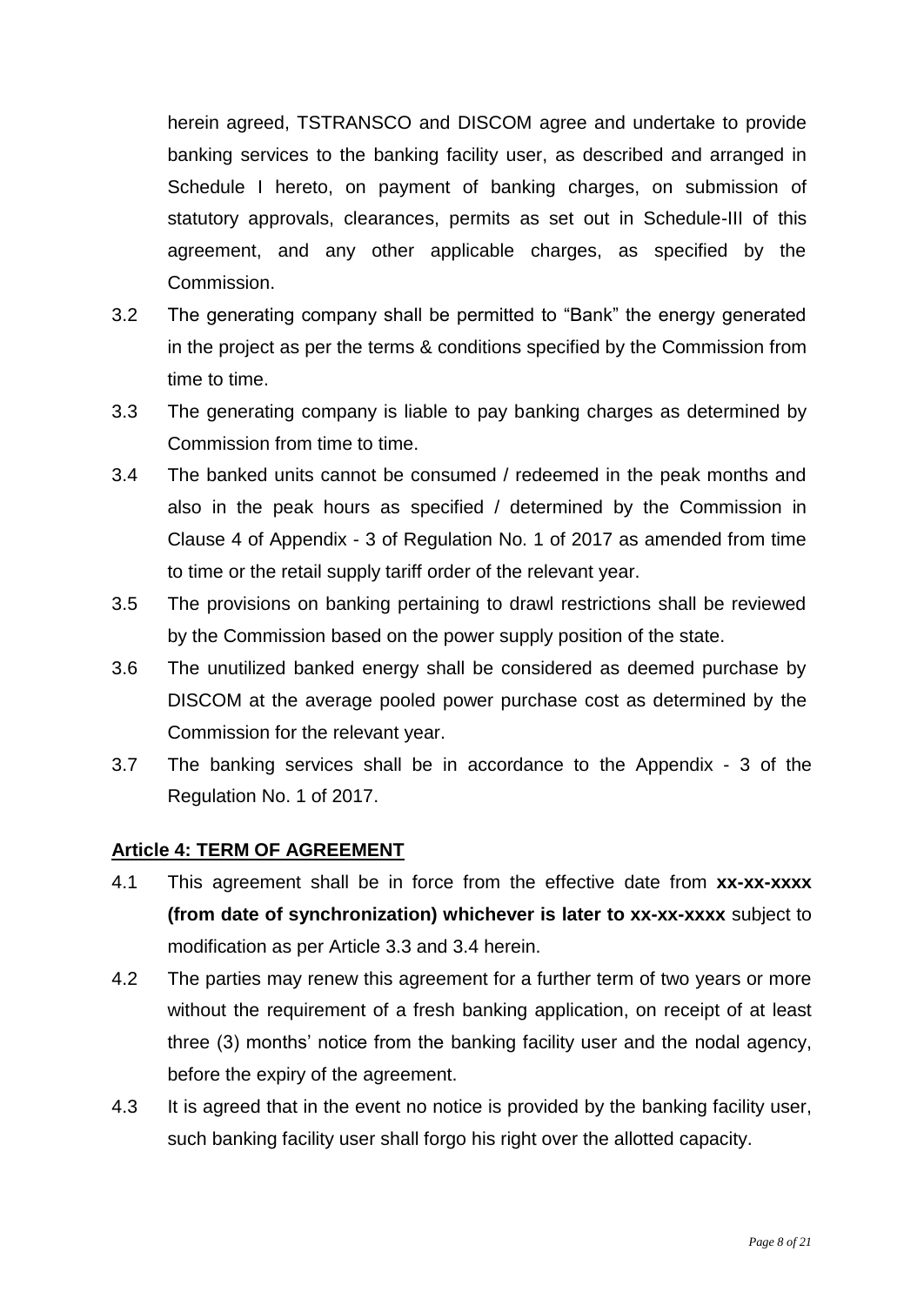herein agreed, TSTRANSCO and DISCOM agree and undertake to provide banking services to the banking facility user, as described and arranged in Schedule I hereto, on payment of banking charges, on submission of statutory approvals, clearances, permits as set out in Schedule-III of this agreement, and any other applicable charges, as specified by the Commission.

3.2 The generating company shall be permitted to "Bank" the energy generated in the project as per the terms & conditions specified by the Commission from time to time.

3.3 The generating company is liable to pay banking charges as determined by Commission from time to time.

3.4 The banked units cannot be consumed / redeemed in the peak months and also in the peak hours as specified / determined by the Commission in Clause 4 of Appendix - 3 of Regulation No. 1 of 2017 as amended from time to time or the retail supply tariff order of the relevant year.

3.5 The provisions on banking pertaining to drawl restrictions shall be reviewed by the Commission based on the power supply position of the state.

3.6 The unutilized banked energy shall be considered as deemed purchase by DISCOM at the average pooled power purchase cost as determined by the Commission for the relevant year.

3.7 The banking services shall be in accordance to the Appendix - 3 of the Regulation No. 1 of 2017.

## Article 4: TERM OF AGREEMENT

4.1 This agreement shall be in force from the effective date from **xx-xx-xxxx (from date of synchronization) whichever is later to xx-xx-xxxx** subject to modification as per Article 3.3 and 3.4 herein.

4.2 The parties may renew this agreement for a further term of two years or more without the requirement of a fresh banking application, on receipt of at least three (3) months' notice from the banking facility user and the nodal agency, before the expiry of the agreement.

4.3 It is agreed that in the event no notice is provided by the banking facility user, such banking facility user shall forgo his right over the allotted capacity.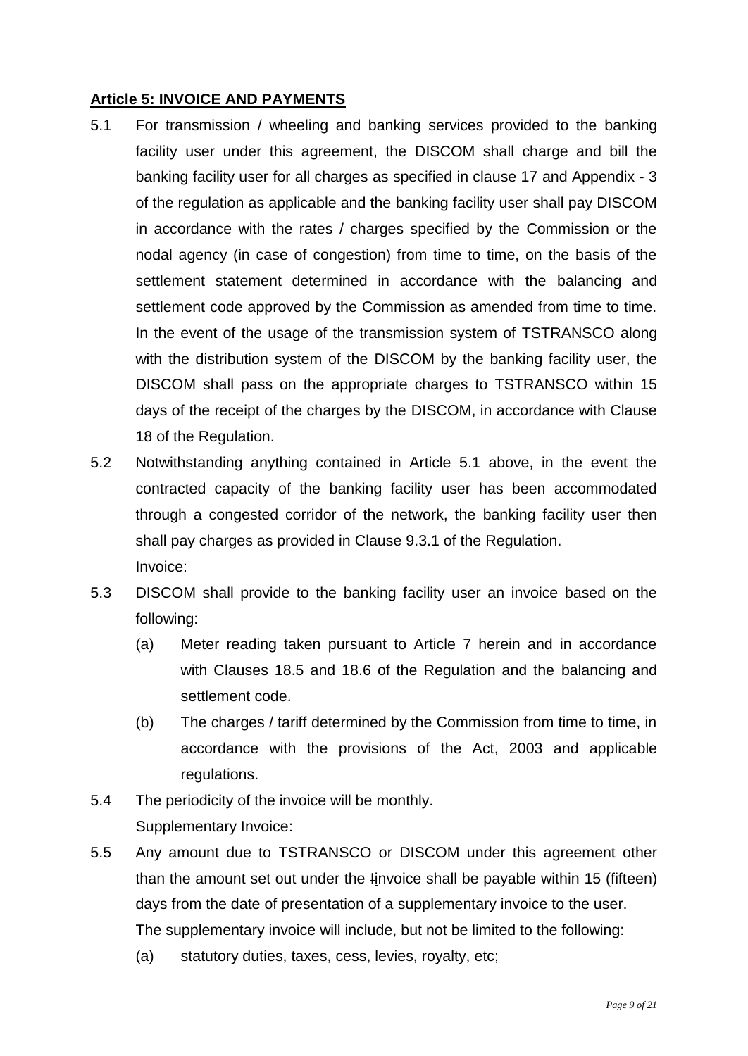**Article 5: INVOICE AND PAYMENTS**

5.1 For transmission / wheeling and banking services provided to the banking facility user under this agreement, the DISCOM shall charge and bill the banking facility user for all charges as specified in clause 17 and Appendix - 3 of the regulation as applicable and the banking facility user shall pay DISCOM in accordance with the rates / charges specified by the Commission or the nodal agency (in case of congestion) from time to time, on the basis of the settlement statement determined in accordance with the balancing and settlement code approved by the Commission as amended from time to time. In the event of the usage of the transmission system of TSTRANSCO along with the distribution system of the DISCOM by the banking facility user, the DISCOM shall pass on the appropriate charges to TSTRANSCO within 15 days of the receipt of the charges by the DISCOM, in accordance with Clause 18 of the Regulation.

5.2 Notwithstanding anything contained in Article 5.1 above, in the event the contracted capacity of the banking facility user has been accommodated through a congested corridor of the network, the banking facility user then shall pay charges as provided in Clause 9.3.1 of the Regulation.

Invoice:

5.3 DISCOM shall provide to the banking facility user an invoice based on the following:

(a) Meter reading taken pursuant to Article 7 herein and in accordance with Clauses 18.5 and 18.6 of the Regulation and the balancing and settlement code.

(b) The charges / tariff determined by the Commission from time to time, in accordance with the provisions of the Act, 2003 and applicable regulations.

5.4 The periodicity of the invoice will be monthly.

Supplementary Invoice:

5.5 Any amount due to TSTRANSCO or DISCOM under this agreement other than the amount set out under the invoice shall be payable within 15 (fifteen) days from the date of presentation of a supplementary invoice to the user.

The supplementary invoice will include, but not be limited to the following:

(a) statutory duties, taxes, cess, levies, royalty, etc;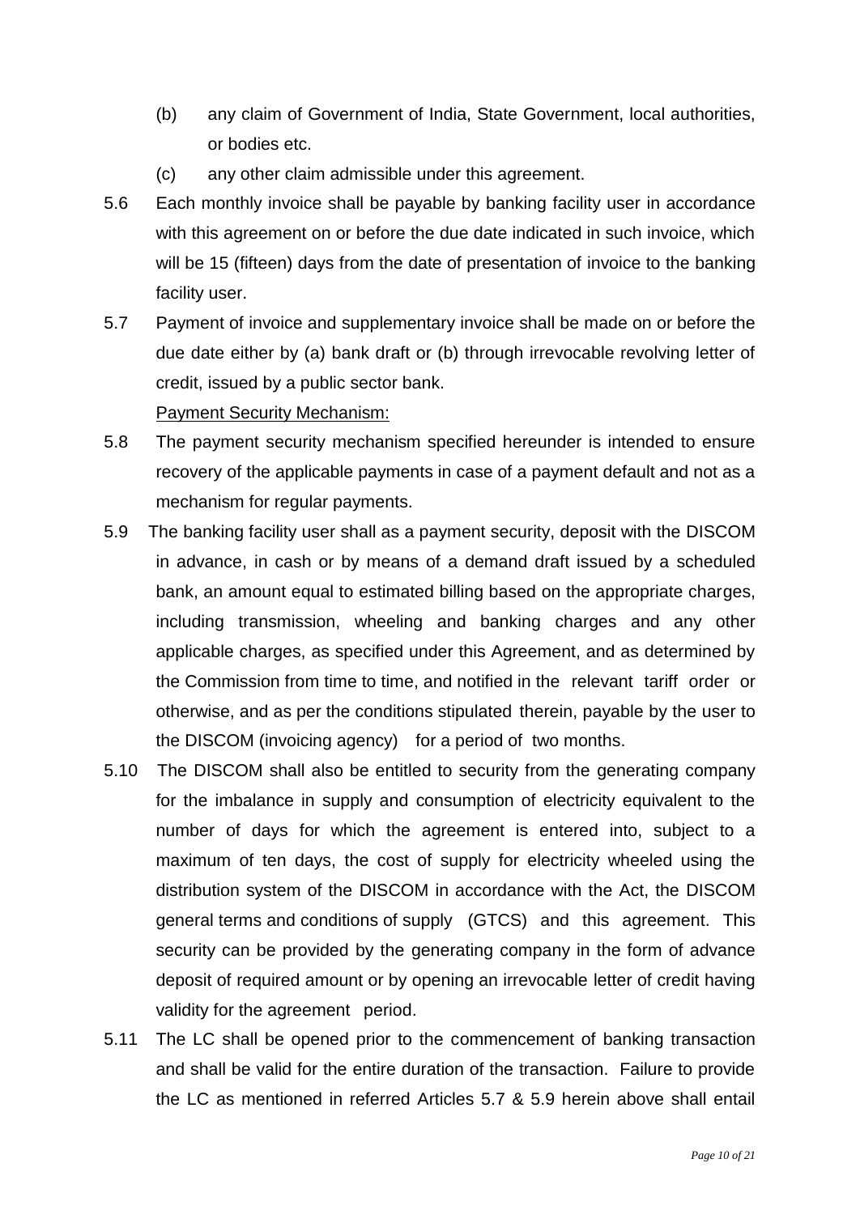(b) any claim of Government of India, State Government, local authorities, or bodies etc.

(c) any other claim admissible under this agreement.

5.6 Each monthly invoice shall be payable by banking facility user in accordance with this agreement on or before the due date indicated in such invoice, which will be 15 (fifteen) days from the date of presentation of invoice to the banking facility user.

5.7 Payment of invoice and supplementary invoice shall be made on or before the due date either by (a) bank draft or (b) through irrevocable revolving letter of credit, issued by a public sector bank.

<u>Payment Security Mechanism:</u>

5.8 The payment security mechanism specified hereunder is intended to ensure recovery of the applicable payments in case of a payment default and not as a mechanism for regular payments.

5.9 The banking facility user shall as a payment security, deposit with the DISCOM in advance, in cash or by means of a demand draft issued by a scheduled bank, an amount equal to estimated billing based on the appropriate charges, including transmission, wheeling and banking charges and any other applicable charges, as specified under this Agreement, and as determined by the Commission from time to time, and notified in the relevant tariff order or otherwise, and as per the conditions stipulated therein, payable by the user to the DISCOM (invoicing agency) for a period of two months.

5.10 The DISCOM shall also be entitled to security from the generating company for the imbalance in supply and consumption of electricity equivalent to the number of days for which the agreement is entered into, subject to a maximum of ten days, the cost of supply for electricity wheeled using the distribution system of the DISCOM in accordance with the Act, the DISCOM general terms and conditions of supply (GTCS) and this agreement. This security can be provided by the generating company in the form of advance deposit of required amount or by opening an irrevocable letter of credit having validity for the agreement period.

5.11 The LC shall be opened prior to the commencement of banking transaction and shall be valid for the entire duration of the transaction. Failure to provide the LC as mentioned in referred Articles 5.7 & 5.9 herein above shall entail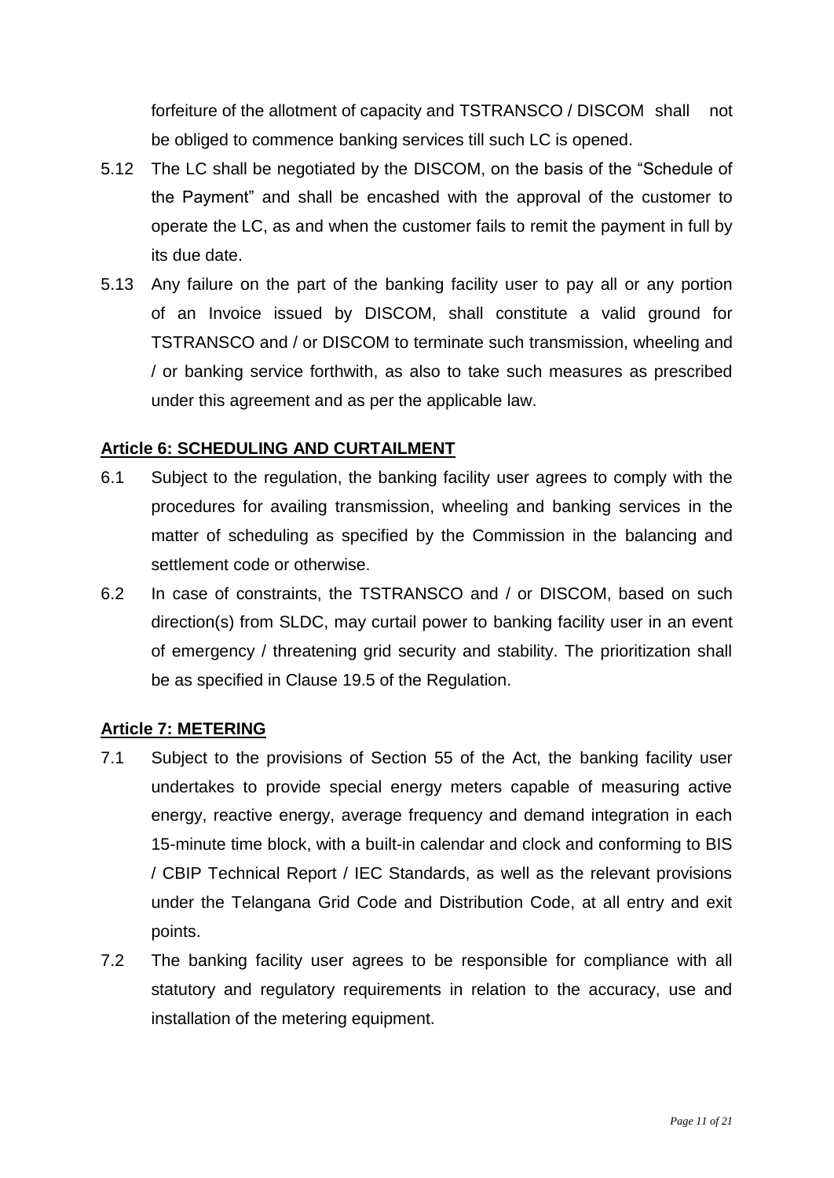forfeiture of the allotment of capacity and TSTRANSCO / DISCOM shall not be obliged to commence banking services till such LC is opened.

5.12 The LC shall be negotiated by the DISCOM, on the basis of the "Schedule of the Payment" and shall be encashed with the approval of the customer to operate the LC, as and when the customer fails to remit the payment in full by its due date.

5.13 Any failure on the part of the banking facility user to pay all or any portion of an Invoice issued by DISCOM, shall constitute a valid ground for TSTRANSCO and / or DISCOM to terminate such transmission, wheeling and / or banking service forthwith, as also to take such measures as prescribed under this agreement and as per the applicable law.

## Article 6: SCHEDULING AND CURTAILMENT

6.1 Subject to the regulation, the banking facility user agrees to comply with the procedures for availing transmission, wheeling and banking services in the matter of scheduling as specified by the Commission in the balancing and settlement code or otherwise.

6.2 In case of constraints, the TSTRANSCO and / or DISCOM, based on such direction(s) from SLDC, may curtail power to banking facility user in an event of emergency / threatening grid security and stability. The prioritization shall be as specified in Clause 19.5 of the Regulation.

## Article 7: METERING

7.1 Subject to the provisions of Section 55 of the Act, the banking facility user undertakes to provide special energy meters capable of measuring active energy, reactive energy, average frequency and demand integration in each 15-minute time block, with a built-in calendar and clock and conforming to BIS / CBIP Technical Report / IEC Standards, as well as the relevant provisions under the Telangana Grid Code and Distribution Code, at all entry and exit points.

7.2 The banking facility user agrees to be responsible for compliance with all statutory and regulatory requirements in relation to the accuracy, use and installation of the metering equipment.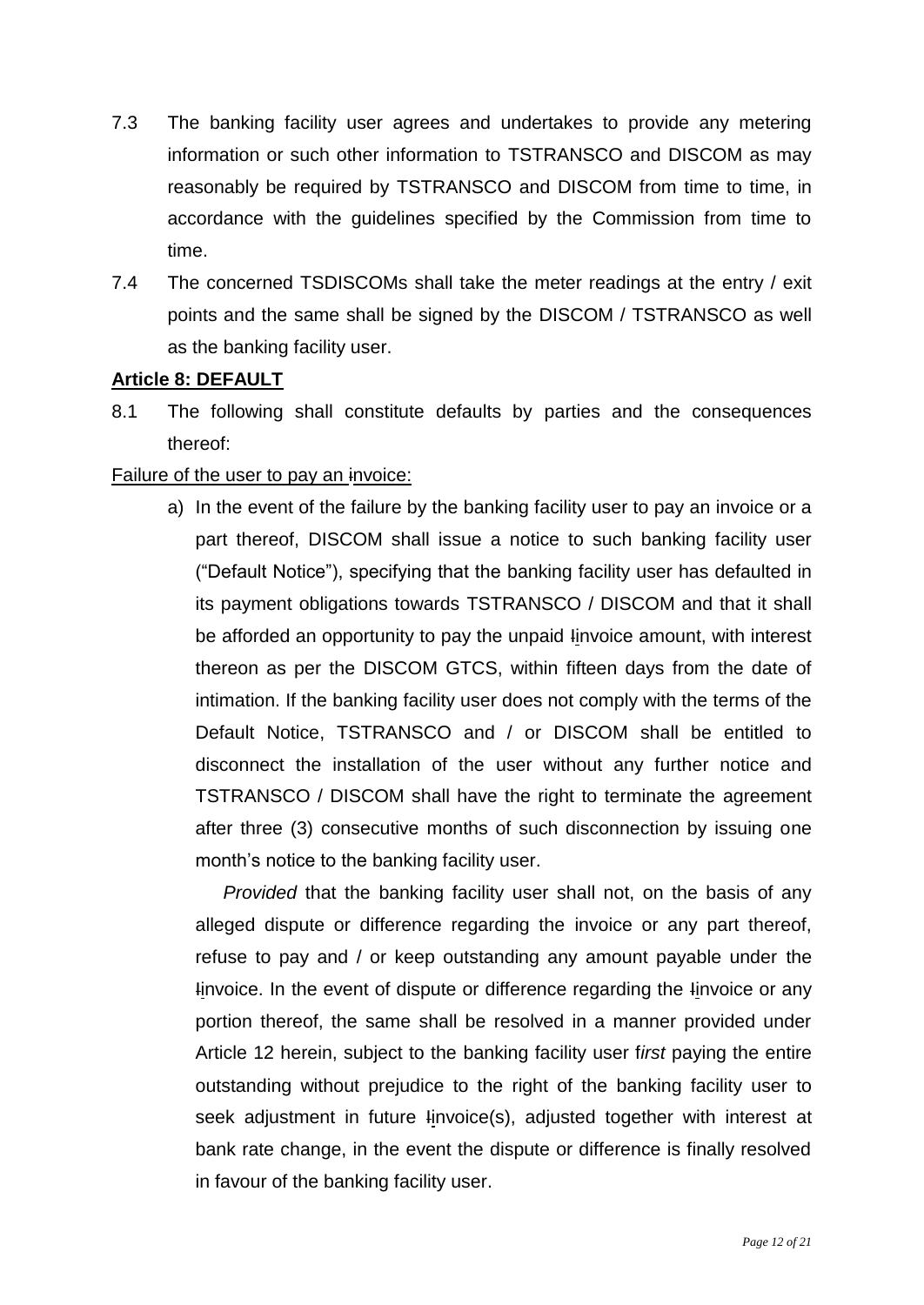7.3 The banking facility user agrees and undertakes to provide any metering information or such other information to TSTRANSCO and DISCOM as may reasonably be required by TSTRANSCO and DISCOM from time to time, in accordance with the guidelines specified by the Commission from time to time.

7.4 The concerned TSDISCOMs shall take the meter readings at the entry / exit points and the same shall be signed by the DISCOM / TSTRANSCO as well as the banking facility user.

**Article 8: DEFAULT**

8.1 The following shall constitute defaults by parties and the consequences thereof:

Failure of the user to pay an invoice:

a) In the event of the failure by the banking facility user to pay an invoice or a part thereof, DISCOM shall issue a notice to such banking facility user ("Default Notice"), specifying that the banking facility user has defaulted in its payment obligations towards TSTRANSCO / DISCOM and that it shall be afforded an opportunity to pay the unpaid invoice amount, with interest thereon as per the DISCOM GTCS, within fifteen days from the date of intimation. If the banking facility user does not comply with the terms of the Default Notice, TSTRANSCO and / or DISCOM shall be entitled to disconnect the installation of the user without any further notice and TSTRANSCO / DISCOM shall have the right to terminate the agreement after three (3) consecutive months of such disconnection by issuing one month's notice to the banking facility user.

   *Provided* that the banking facility user shall not, on the basis of any alleged dispute or difference regarding the invoice or any part thereof, refuse to pay and / or keep outstanding any amount payable under the invoice. In the event of dispute or difference regarding the invoice or any portion thereof, the same shall be resolved in a manner provided under Article 12 herein, subject to the banking facility user f*irst* paying the entire outstanding without prejudice to the right of the banking facility user to seek adjustment in future invoice(s), adjusted together with interest at bank rate change, in the event the dispute or difference is finally resolved in favour of the banking facility user.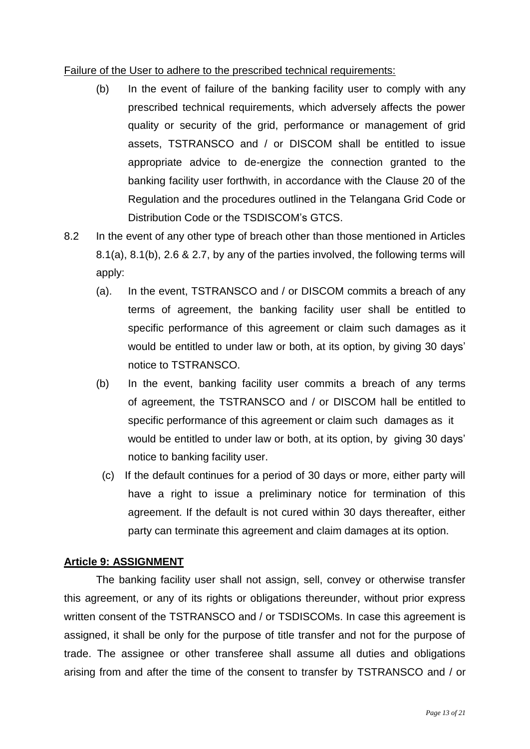Failure of the User to adhere to the prescribed technical requirements:

(b) In the event of failure of the banking facility user to comply with any prescribed technical requirements, which adversely affects the power quality or security of the grid, performance or management of grid assets, TSTRANSCO and / or DISCOM shall be entitled to issue appropriate advice to de-energize the connection granted to the banking facility user forthwith, in accordance with the Clause 20 of the Regulation and the procedures outlined in the Telangana Grid Code or Distribution Code or the TSDISCOM's GTCS.

8.2 In the event of any other type of breach other than those mentioned in Articles 8.1(a), 8.1(b), 2.6 & 2.7, by any of the parties involved, the following terms will apply:

(a). In the event, TSTRANSCO and / or DISCOM commits a breach of any terms of agreement, the banking facility user shall be entitled to specific performance of this agreement or claim such damages as it would be entitled to under law or both, at its option, by giving 30 days' notice to TSTRANSCO.

(b) In the event, banking facility user commits a breach of any terms of agreement, the TSTRANSCO and / or DISCOM hall be entitled to specific performance of this agreement or claim such damages as it would be entitled to under law or both, at its option, by giving 30 days' notice to banking facility user.

(c) If the default continues for a period of 30 days or more, either party will have a right to issue a preliminary notice for termination of this agreement. If the default is not cured within 30 days thereafter, either party can terminate this agreement and claim damages at its option.

**Article 9: ASSIGNMENT**

The banking facility user shall not assign, sell, convey or otherwise transfer this agreement, or any of its rights or obligations thereunder, without prior express written consent of the TSTRANSCO and / or TSDISCOMs. In case this agreement is assigned, it shall be only for the purpose of title transfer and not for the purpose of trade. The assignee or other transferee shall assume all duties and obligations arising from and after the time of the consent to transfer by TSTRANSCO and / or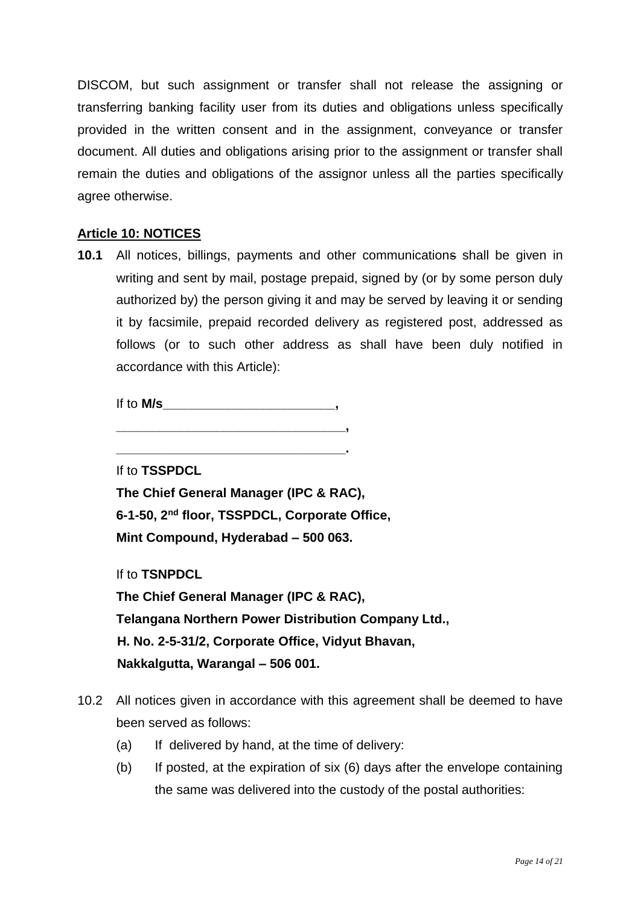DISCOM, but such assignment or transfer shall not release the assigning or transferring banking facility user from its duties and obligations unless specifically provided in the written consent and in the assignment, conveyance or transfer document. All duties and obligations arising prior to the assignment or transfer shall remain the duties and obligations of the assignor unless all the parties specifically agree otherwise.

## Article 10: NOTICES

**10.1** All notices, billings, payments and other communications shall be given in writing and sent by mail, postage prepaid, signed by (or by some person duly authorized by) the person giving it and may be served by leaving it or sending it by facsimile, prepaid recorded delivery as registered post, addressed as follows (or to such other address as shall have been duly notified in accordance with this Article):

If to **M/s________________________,**
**________________________________,**
**________________________________.**

If to **TSSPDCL**
**The Chief General Manager (IPC & RAC),**
**6-1-50, 2nd floor, TSSPDCL, Corporate Office,**
**Mint Compound, Hyderabad – 500 063.**

If to **TSNPDCL**
**The Chief General Manager (IPC & RAC),**
**Telangana Northern Power Distribution Company Ltd.,**
**H. No. 2-5-31/2, Corporate Office, Vidyut Bhavan,**
**Nakkalgutta, Warangal – 506 001.**

10.2 All notices given in accordance with this agreement shall be deemed to have been served as follows:

(a) If delivered by hand, at the time of delivery:

(b) If posted, at the expiration of six (6) days after the envelope containing the same was delivered into the custody of the postal authorities: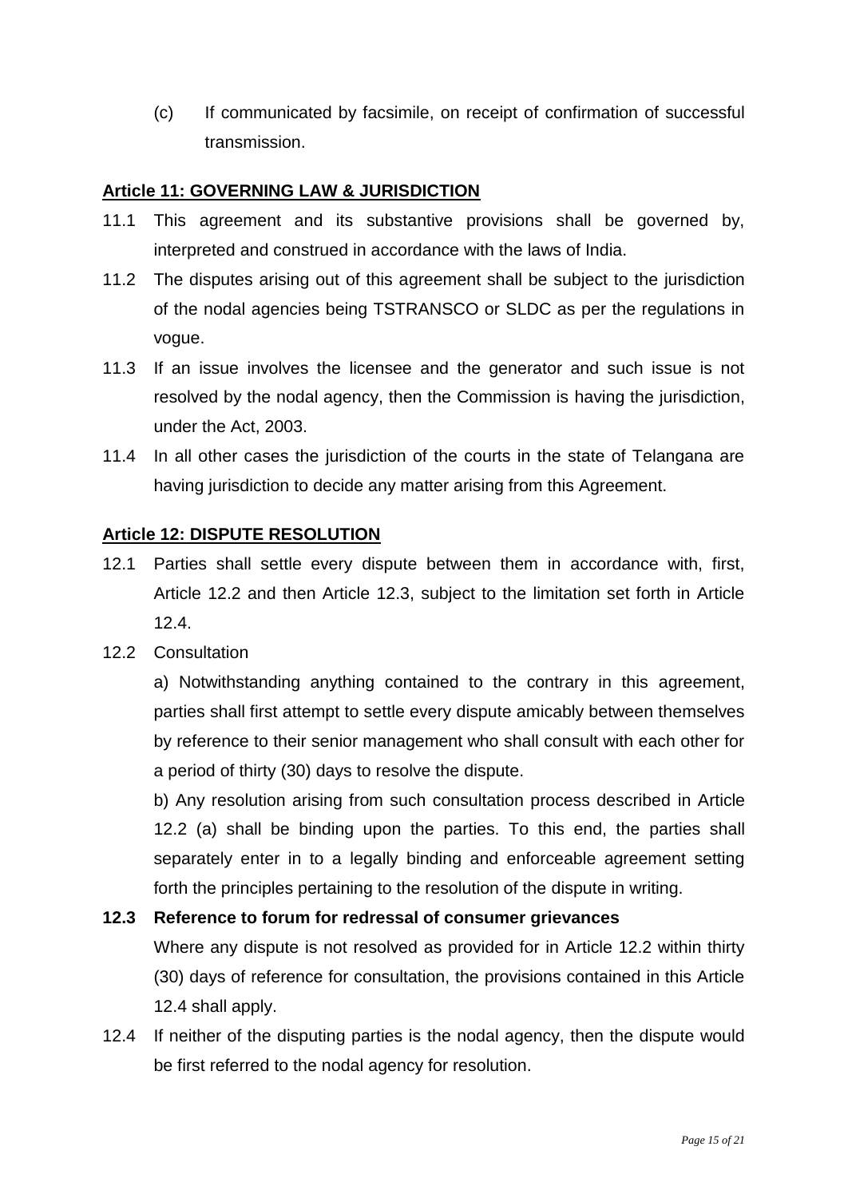(c) If communicated by facsimile, on receipt of confirmation of successful transmission.

## Article 11: GOVERNING LAW & JURISDICTION

11.1 This agreement and its substantive provisions shall be governed by, interpreted and construed in accordance with the laws of India.

11.2 The disputes arising out of this agreement shall be subject to the jurisdiction of the nodal agencies being TSTRANSCO or SLDC as per the regulations in vogue.

11.3 If an issue involves the licensee and the generator and such issue is not resolved by the nodal agency, then the Commission is having the jurisdiction, under the Act, 2003.

11.4 In all other cases the jurisdiction of the courts in the state of Telangana are having jurisdiction to decide any matter arising from this Agreement.

## Article 12: DISPUTE RESOLUTION

12.1 Parties shall settle every dispute between them in accordance with, first, Article 12.2 and then Article 12.3, subject to the limitation set forth in Article 12.4.

12.2 Consultation

a) Notwithstanding anything contained to the contrary in this agreement, parties shall first attempt to settle every dispute amicably between themselves by reference to their senior management who shall consult with each other for a period of thirty (30) days to resolve the dispute.

b) Any resolution arising from such consultation process described in Article 12.2 (a) shall be binding upon the parties. To this end, the parties shall separately enter in to a legally binding and enforceable agreement setting forth the principles pertaining to the resolution of the dispute in writing.

**12.3 Reference to forum for redressal of consumer grievances**

Where any dispute is not resolved as provided for in Article 12.2 within thirty (30) days of reference for consultation, the provisions contained in this Article 12.4 shall apply.

12.4 If neither of the disputing parties is the nodal agency, then the dispute would be first referred to the nodal agency for resolution.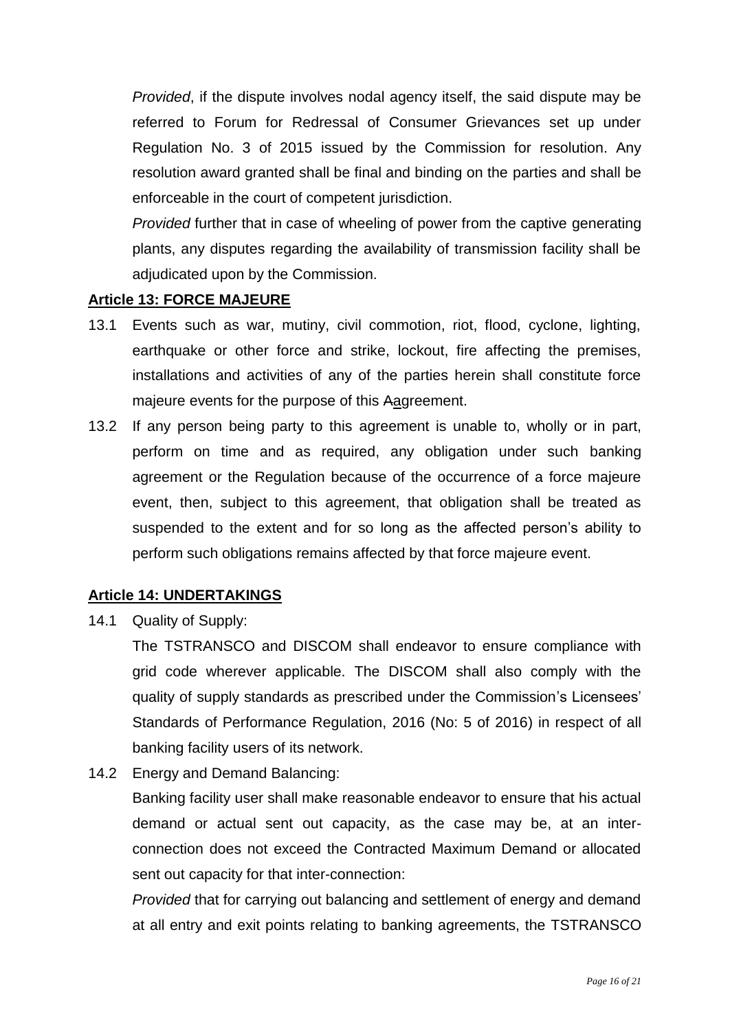*Provided*, if the dispute involves nodal agency itself, the said dispute may be referred to Forum for Redressal of Consumer Grievances set up under Regulation No. 3 of 2015 issued by the Commission for resolution. Any resolution award granted shall be final and binding on the parties and shall be enforceable in the court of competent jurisdiction.

*Provided* further that in case of wheeling of power from the captive generating plants, any disputes regarding the availability of transmission facility shall be adjudicated upon by the Commission.

## **Article 13: FORCE MAJEURE**

13.1 Events such as war, mutiny, civil commotion, riot, flood, cyclone, lighting, earthquake or other force and strike, lockout, fire affecting the premises, installations and activities of any of the parties herein shall constitute force majeure events for the purpose of this Aagreement.

13.2 If any person being party to this agreement is unable to, wholly or in part, perform on time and as required, any obligation under such banking agreement or the Regulation because of the occurrence of a force majeure event, then, subject to this agreement, that obligation shall be treated as suspended to the extent and for so long as the affected person's ability to perform such obligations remains affected by that force majeure event.

## **Article 14: UNDERTAKINGS**

14.1 Quality of Supply:

The TSTRANSCO and DISCOM shall endeavor to ensure compliance with grid code wherever applicable. The DISCOM shall also comply with the quality of supply standards as prescribed under the Commission's Licensees' Standards of Performance Regulation, 2016 (No: 5 of 2016) in respect of all banking facility users of its network.

14.2 Energy and Demand Balancing:

Banking facility user shall make reasonable endeavor to ensure that his actual demand or actual sent out capacity, as the case may be, at an inter-connection does not exceed the Contracted Maximum Demand or allocated sent out capacity for that inter-connection:

*Provided* that for carrying out balancing and settlement of energy and demand at all entry and exit points relating to banking agreements, the TSTRANSCO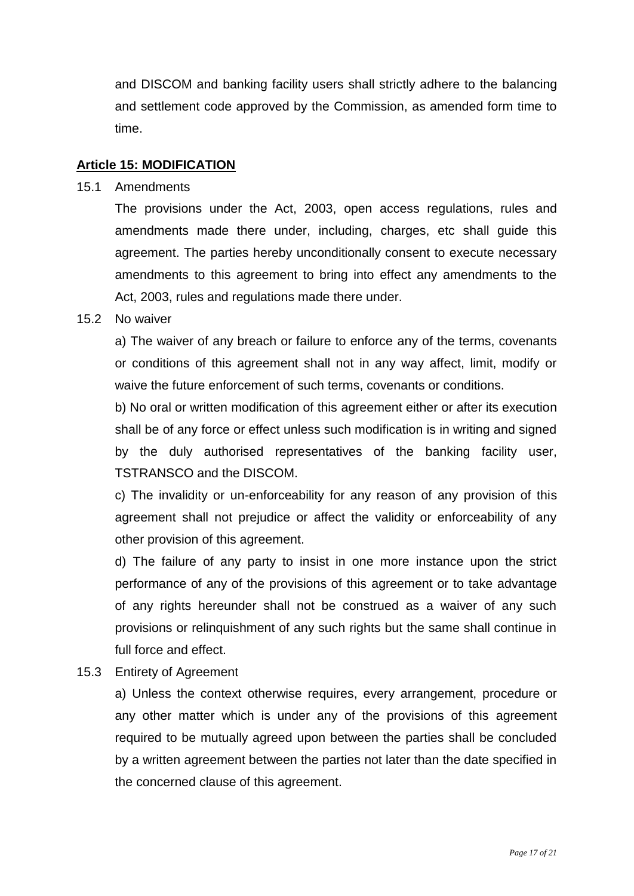and DISCOM and banking facility users shall strictly adhere to the balancing and settlement code approved by the Commission, as amended form time to time.

## Article 15: MODIFICATION

15.1 Amendments

The provisions under the Act, 2003, open access regulations, rules and amendments made there under, including, charges, etc shall guide this agreement. The parties hereby unconditionally consent to execute necessary amendments to this agreement to bring into effect any amendments to the Act, 2003, rules and regulations made there under.

15.2 No waiver

a) The waiver of any breach or failure to enforce any of the terms, covenants or conditions of this agreement shall not in any way affect, limit, modify or waive the future enforcement of such terms, covenants or conditions.

b) No oral or written modification of this agreement either or after its execution shall be of any force or effect unless such modification is in writing and signed by the duly authorised representatives of the banking facility user, TSTRANSCO and the DISCOM.

c) The invalidity or un-enforceability for any reason of any provision of this agreement shall not prejudice or affect the validity or enforceability of any other provision of this agreement.

d) The failure of any party to insist in one more instance upon the strict performance of any of the provisions of this agreement or to take advantage of any rights hereunder shall not be construed as a waiver of any such provisions or relinquishment of any such rights but the same shall continue in full force and effect.

15.3 Entirety of Agreement

a) Unless the context otherwise requires, every arrangement, procedure or any other matter which is under any of the provisions of this agreement required to be mutually agreed upon between the parties shall be concluded by a written agreement between the parties not later than the date specified in the concerned clause of this agreement.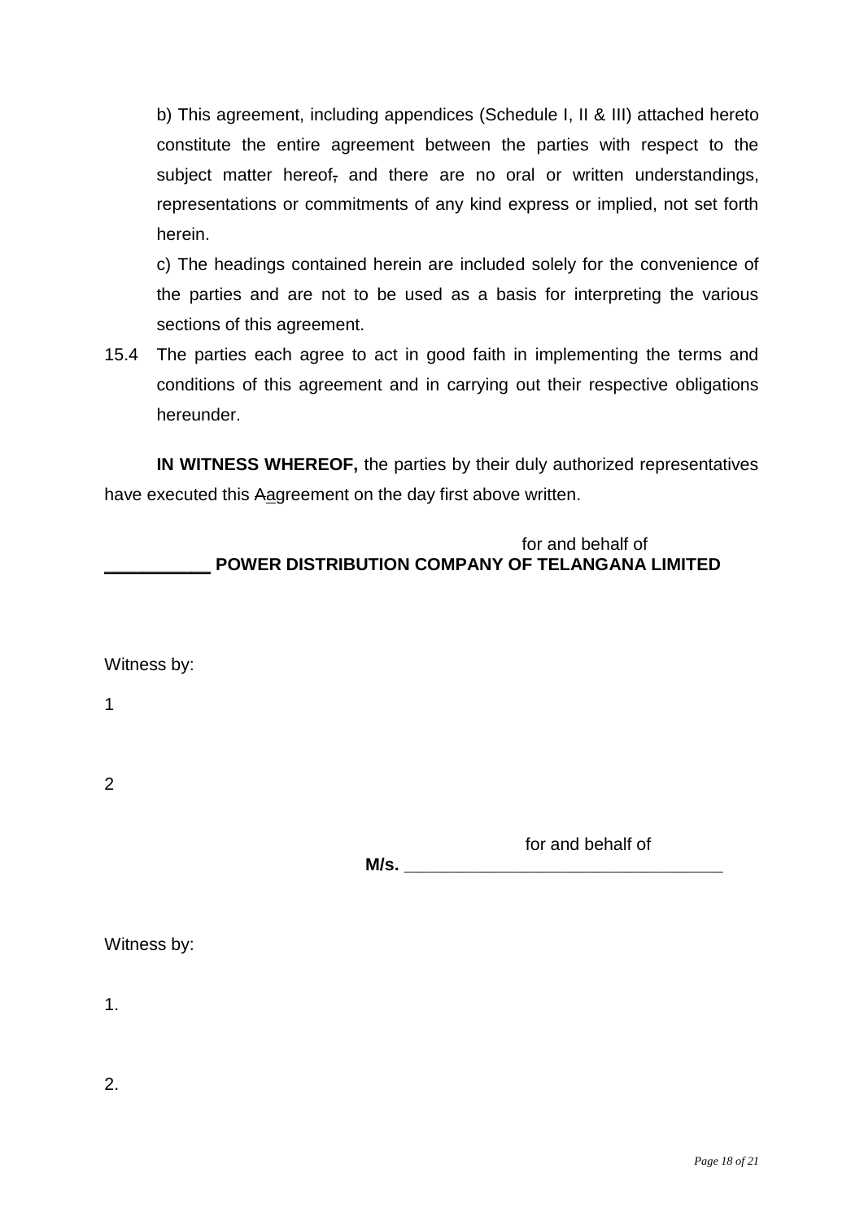b) This agreement, including appendices (Schedule I, II & III) attached hereto constitute the entire agreement between the parties with respect to the subject matter hereof, and there are no oral or written understandings, representations or commitments of any kind express or implied, not set forth herein.

c) The headings contained herein are included solely for the convenience of the parties and are not to be used as a basis for interpreting the various sections of this agreement.

15.4 The parties each agree to act in good faith in implementing the terms and conditions of this agreement and in carrying out their respective obligations hereunder.

**IN WITNESS WHEREOF,** the parties by their duly authorized representatives have executed this Aagreement on the day first above written.

for and behalf of
**___________ POWER DISTRIBUTION COMPANY OF TELANGANA LIMITED**

Witness by:

1

2

for and behalf of
**M/s. ________________________________**

Witness by:

1.

2.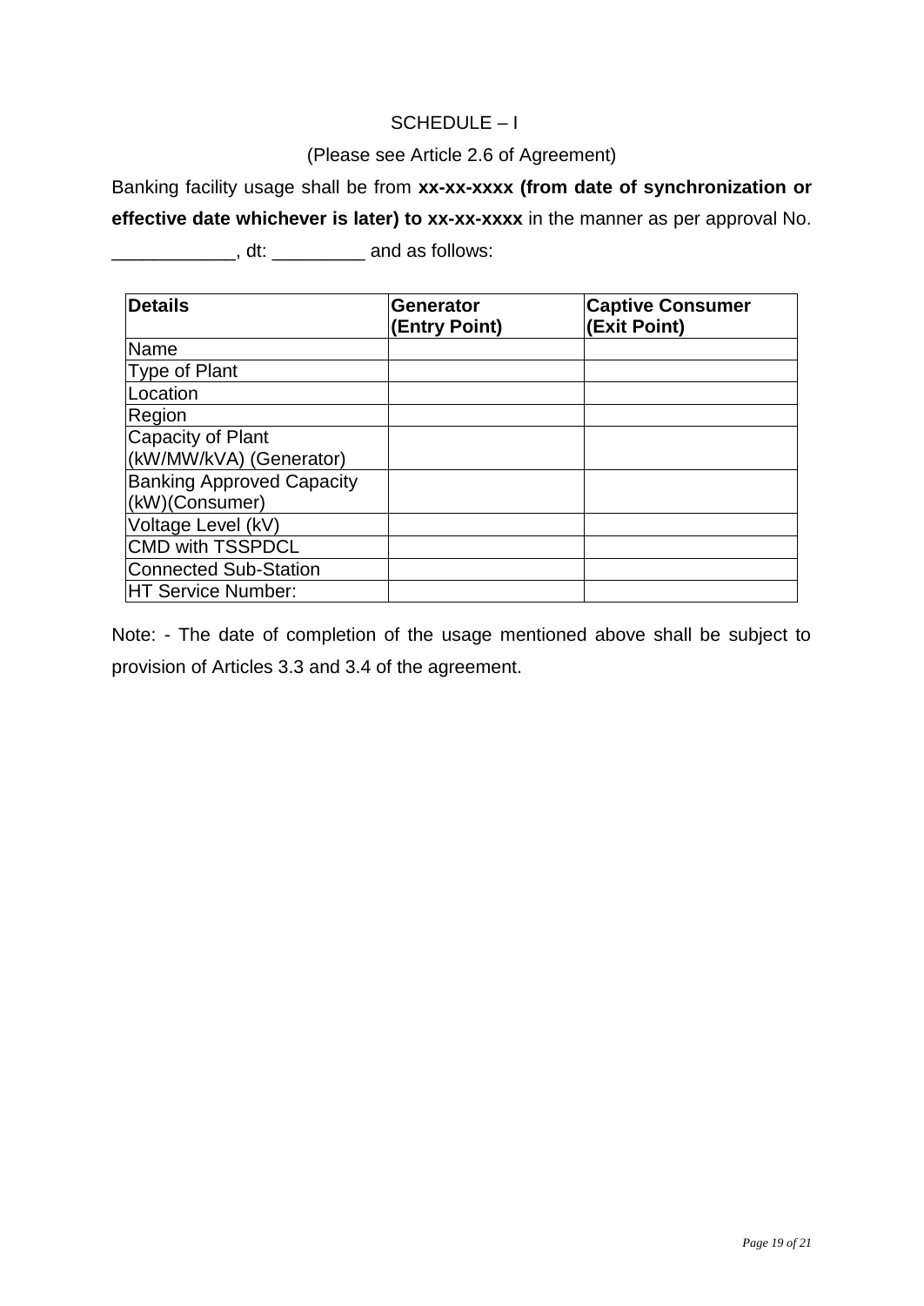SCHEDULE – I

(Please see Article 2.6 of Agreement)

Banking facility usage shall be from **xx-xx-xxxx (from date of synchronization or effective date whichever is later) to xx-xx-xxxx** in the manner as per approval No. ____________, dt: _________ and as follows:

| Details | Generator (Entry Point) | Captive Consumer (Exit Point) |
|---|---|---|
| Name | | |
| Type of Plant | | |
| Location | | |
| Region | | |
| Capacity of Plant (kW/MW/kVA) (Generator) | | |
| Banking Approved Capacity (kW)(Consumer) | | |
| Voltage Level (kV) | | |
| CMD with TSSPDCL | | |
| Connected Sub-Station | | |
| HT Service Number: | | |

Note: - The date of completion of the usage mentioned above shall be subject to provision of Articles 3.3 and 3.4 of the agreement.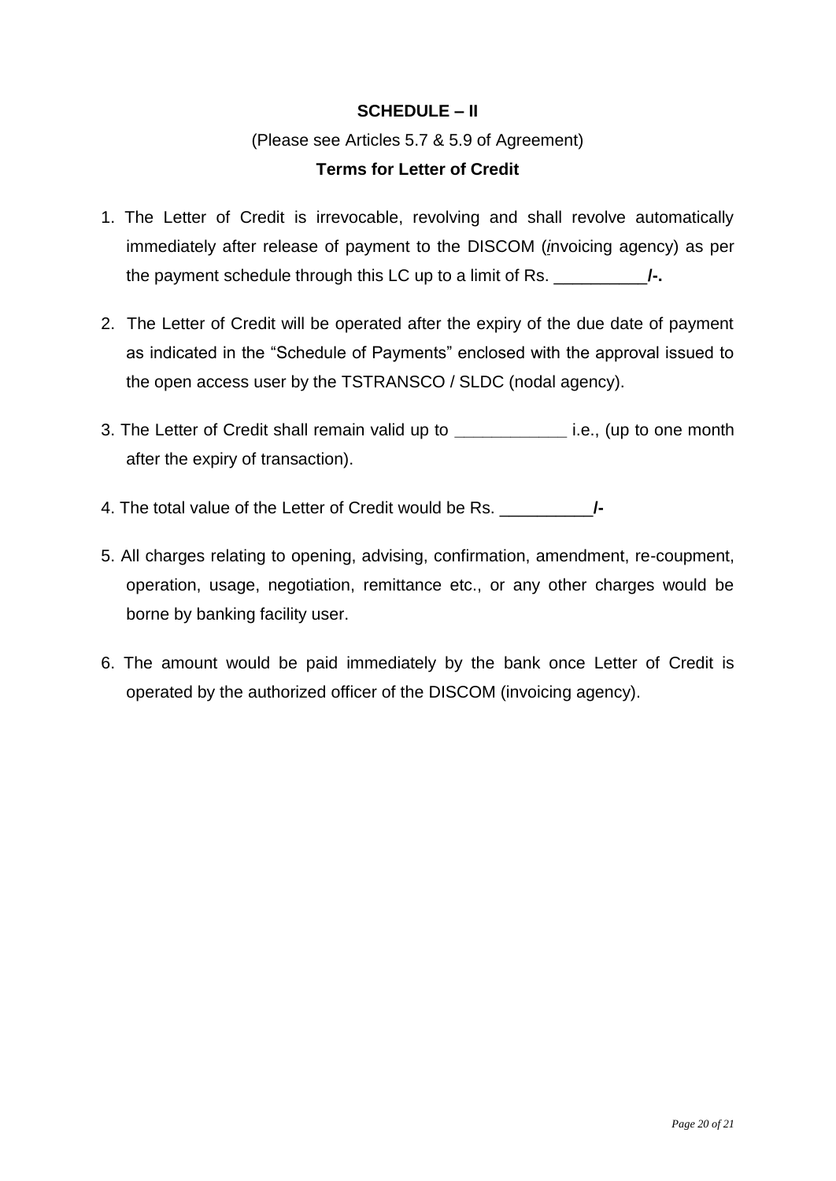**SCHEDULE – II**

(Please see Articles 5.7 & 5.9 of Agreement)

**Terms for Letter of Credit**

1. The Letter of Credit is irrevocable, revolving and shall revolve automatically immediately after release of payment to the DISCOM (*i*nvoicing agency) as per the payment schedule through this LC up to a limit of Rs. __________**/-.**
2. The Letter of Credit will be operated after the expiry of the due date of payment as indicated in the "Schedule of Payments" enclosed with the approval issued to the open access user by the TSTRANSCO / SLDC (nodal agency).
3. The Letter of Credit shall remain valid up to ____________ i.e., (up to one month after the expiry of transaction).
4. The total value of the Letter of Credit would be Rs. __________**/-**
5. All charges relating to opening, advising, confirmation, amendment, re-coupment, operation, usage, negotiation, remittance etc., or any other charges would be borne by banking facility user.
6. The amount would be paid immediately by the bank once Letter of Credit is operated by the authorized officer of the DISCOM (invoicing agency).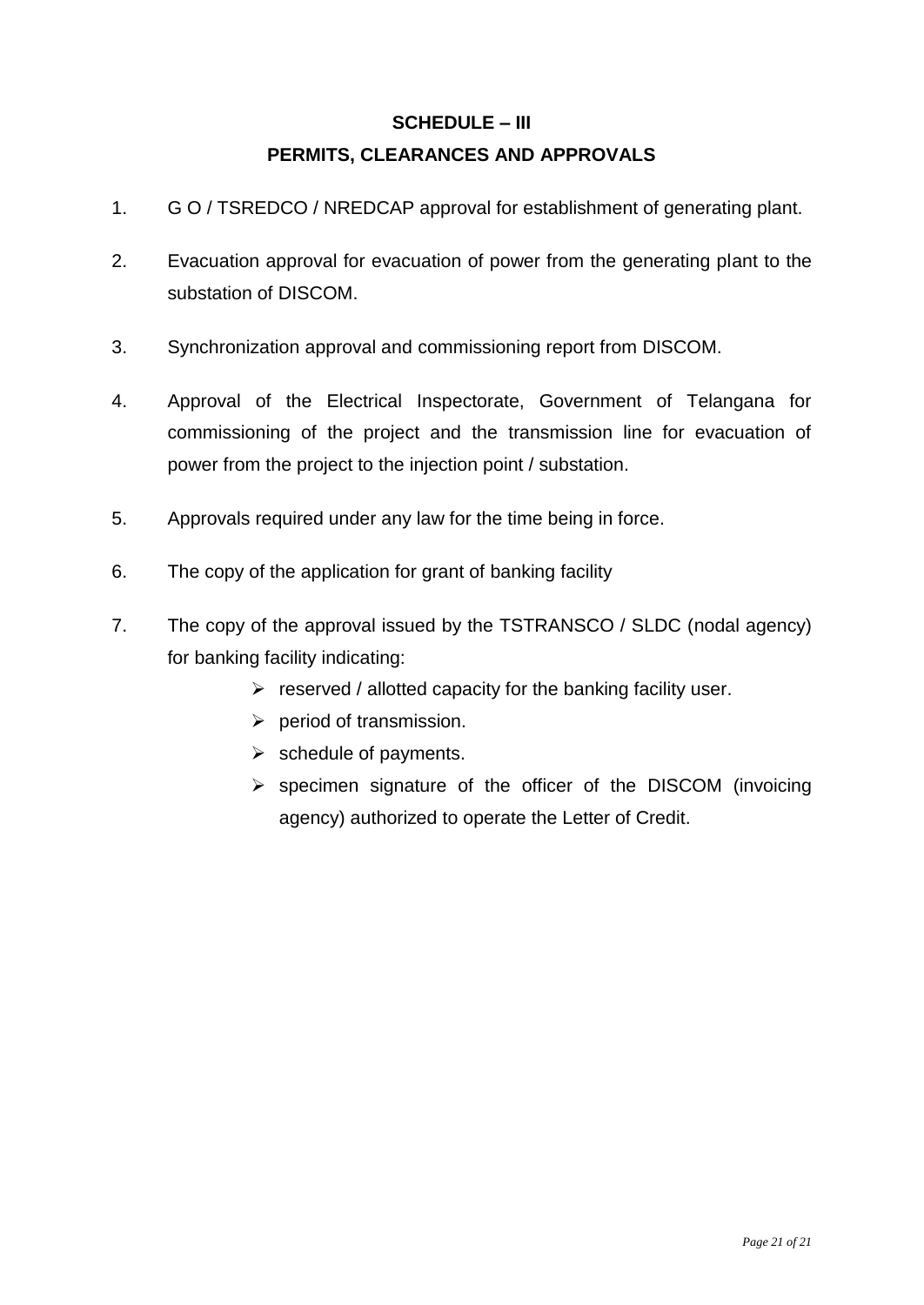## SCHEDULE – III

## PERMITS, CLEARANCES AND APPROVALS

1. G O / TSREDCO / NREDCAP approval for establishment of generating plant.
2. Evacuation approval for evacuation of power from the generating plant to the substation of DISCOM.
3. Synchronization approval and commissioning report from DISCOM.
4. Approval of the Electrical Inspectorate, Government of Telangana for commissioning of the project and the transmission line for evacuation of power from the project to the injection point / substation.
5. Approvals required under any law for the time being in force.
6. The copy of the application for grant of banking facility
7. The copy of the approval issued by the TSTRANSCO / SLDC (nodal agency) for banking facility indicating:
   - reserved / allotted capacity for the banking facility user.
   - period of transmission.
   - schedule of payments.
   - specimen signature of the officer of the DISCOM (invoicing agency) authorized to operate the Letter of Credit.